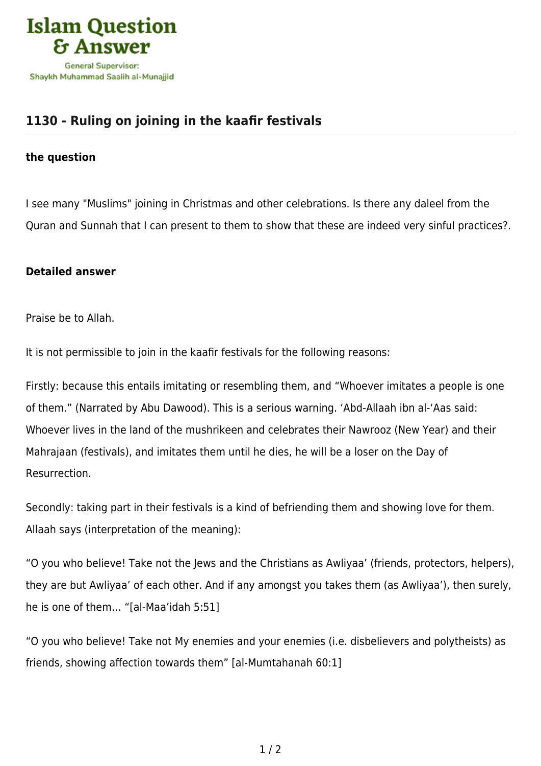# Islam Question & Answer

General Supervisor:
Shaykh Muhammad Saalih al-Munajjid

## 1130 - Ruling on joining in the kaafir festivals

### the question

I see many "Muslims" joining in Christmas and other celebrations. Is there any daleel from the Quran and Sunnah that I can present to them to show that these are indeed very sinful practices?.

### Detailed answer

Praise be to Allah.

It is not permissible to join in the kaafir festivals for the following reasons:

Firstly: because this entails imitating or resembling them, and “Whoever imitates a people is one of them.” (Narrated by Abu Dawood). This is a serious warning. ‘Abd-Allaah ibn al-‘Aas said: Whoever lives in the land of the mushrikeen and celebrates their Nawrooz (New Year) and their Mahrajaan (festivals), and imitates them until he dies, he will be a loser on the Day of Resurrection.

Secondly: taking part in their festivals is a kind of befriending them and showing love for them. Allaah says (interpretation of the meaning):

“O you who believe! Take not the Jews and the Christians as Awliyaa’ (friends, protectors, helpers), they are but Awliyaa’ of each other. And if any amongst you takes them (as Awliyaa’), then surely, he is one of them… “[al-Maa’idah 5:51]

“O you who believe! Take not My enemies and your enemies (i.e. disbelievers and polytheists) as friends, showing affection towards them” [al-Mumtahanah 60:1]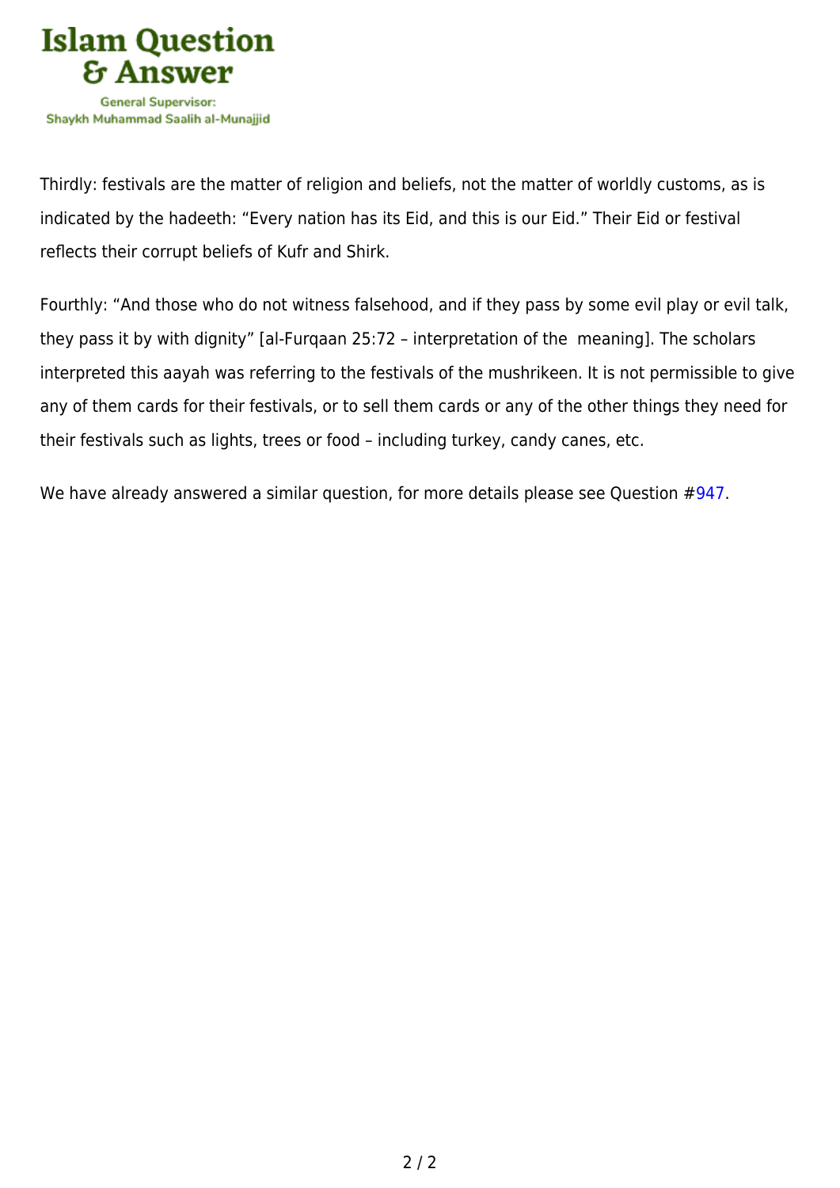Thirdly: festivals are the matter of religion and beliefs, not the matter of worldly customs, as is indicated by the hadeeth: "Every nation has its Eid, and this is our Eid." Their Eid or festival reflects their corrupt beliefs of Kufr and Shirk.

Fourthly: "And those who do not witness falsehood, and if they pass by some evil play or evil talk, they pass it by with dignity" [al-Furqaan 25:72 – interpretation of the meaning]. The scholars interpreted this aayah was referring to the festivals of the mushrikeen. It is not permissible to give any of them cards for their festivals, or to sell them cards or any of the other things they need for their festivals such as lights, trees or food – including turkey, candy canes, etc.

We have already answered a similar question, for more details please see Question #947.